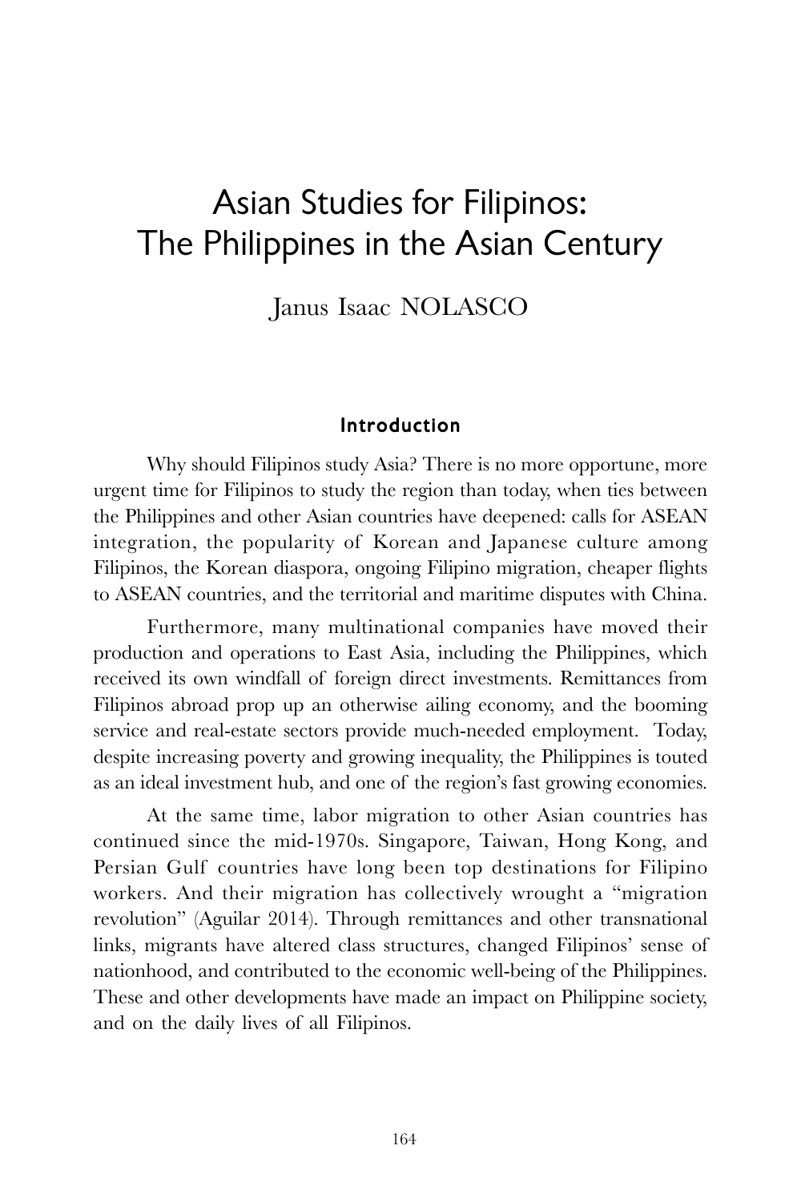# Asian Studies for Filipinos: The Philippines in the Asian Century

Janus Isaac NOLASCO

## Introduction

Why should Filipinos study Asia? There is no more opportune, more urgent time for Filipinos to study the region than today, when ties between the Philippines and other Asian countries have deepened: calls for ASEAN integration, the popularity of Korean and Japanese culture among Filipinos, the Korean diaspora, ongoing Filipino migration, cheaper flights to ASEAN countries, and the territorial and maritime disputes with China.

Furthermore, many multinational companies have moved their production and operations to East Asia, including the Philippines, which received its own windfall of foreign direct investments. Remittances from Filipinos abroad prop up an otherwise ailing economy, and the booming service and real-estate sectors provide much-needed employment. Today, despite increasing poverty and growing inequality, the Philippines is touted as an ideal investment hub, and one of the region's fast growing economies.

At the same time, labor migration to other Asian countries has continued since the mid-1970s. Singapore, Taiwan, Hong Kong, and Persian Gulf countries have long been top destinations for Filipino workers. And their migration has collectively wrought a "migration revolution" (Aguilar 2014). Through remittances and other transnational links, migrants have altered class structures, changed Filipinos' sense of nationhood, and contributed to the economic well-being of the Philippines. These and other developments have made an impact on Philippine society, and on the daily lives of all Filipinos.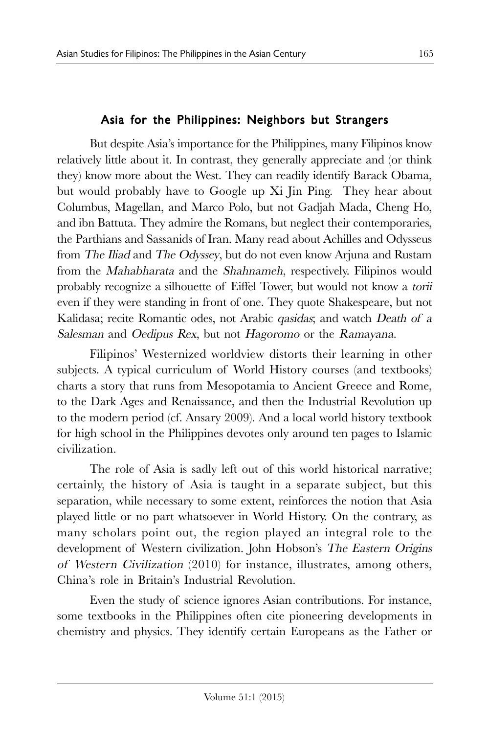## Asia for the Philippines: Neighbors but Strangers

But despite Asia's importance for the Philippines, many Filipinos know relatively little about it. In contrast, they generally appreciate and (or think they) know more about the West. They can readily identify Barack Obama, but would probably have to Google up Xi Jin Ping. They hear about Columbus, Magellan, and Marco Polo, but not Gadjah Mada, Cheng Ho, and ibn Battuta. They admire the Romans, but neglect their contemporaries, the Parthians and Sassanids of Iran. Many read about Achilles and Odysseus from *The Iliad* and *The Odyssey*, but do not even know Arjuna and Rustam from the *Mahabharata* and the *Shahnameh*, respectively. Filipinos would probably recognize a silhouette of Eiffel Tower, but would not know a *torii* even if they were standing in front of one. They quote Shakespeare, but not Kalidasa; recite Romantic odes, not Arabic *qasidas*; and watch *Death of a Salesman* and *Oedipus Rex*, but not *Hagoromo* or the *Ramayana*.

Filipinos' Westernized worldview distorts their learning in other subjects. A typical curriculum of World History courses (and textbooks) charts a story that runs from Mesopotamia to Ancient Greece and Rome, to the Dark Ages and Renaissance, and then the Industrial Revolution up to the modern period (cf. Ansary 2009). And a local world history textbook for high school in the Philippines devotes only around ten pages to Islamic civilization.

The role of Asia is sadly left out of this world historical narrative; certainly, the history of Asia is taught in a separate subject, but this separation, while necessary to some extent, reinforces the notion that Asia played little or no part whatsoever in World History. On the contrary, as many scholars point out, the region played an integral role to the development of Western civilization. John Hobson's *The Eastern Origins of Western Civilization* (2010) for instance, illustrates, among others, China's role in Britain's Industrial Revolution.

Even the study of science ignores Asian contributions. For instance, some textbooks in the Philippines often cite pioneering developments in chemistry and physics. They identify certain Europeans as the Father or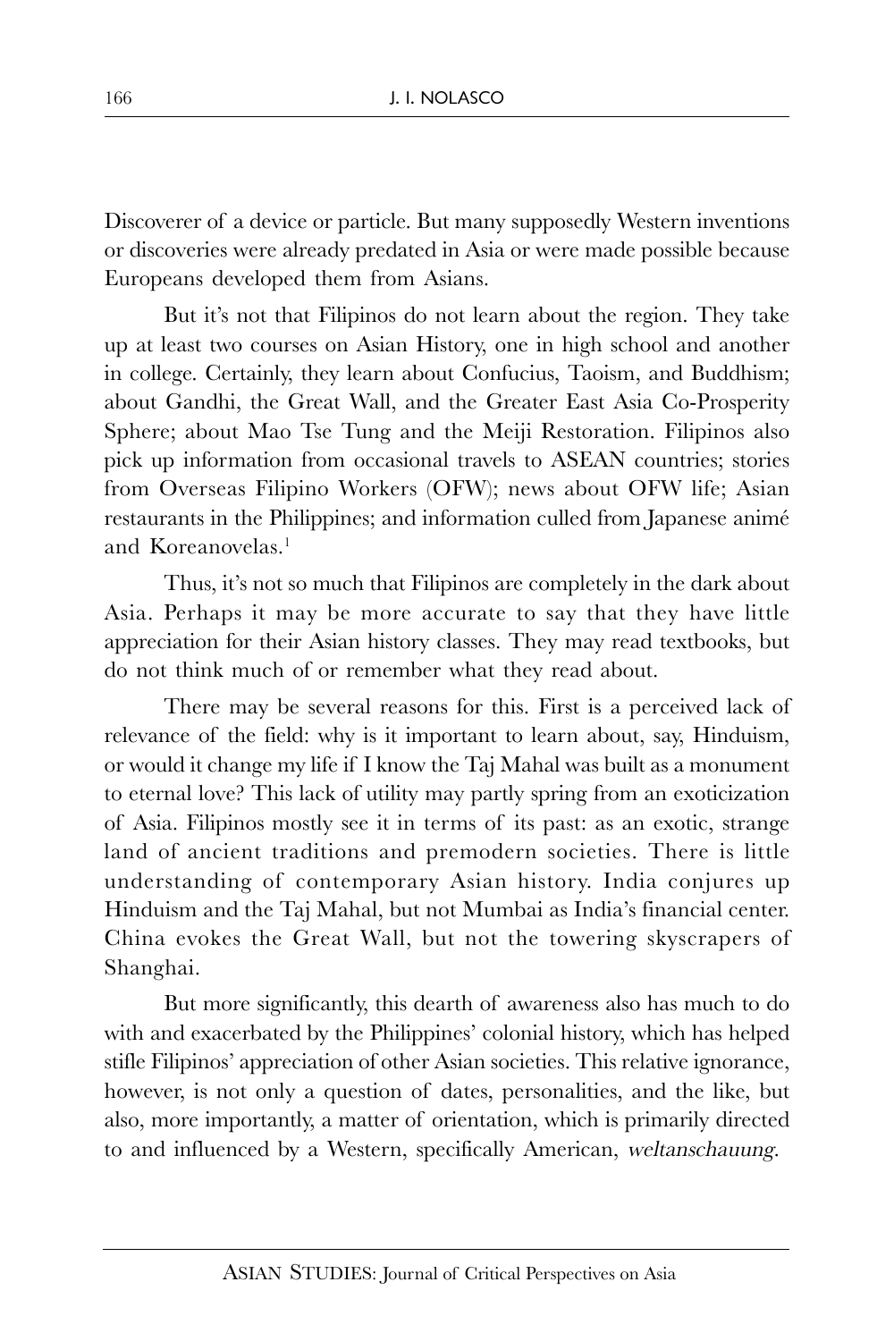Discoverer of a device or particle. But many supposedly Western inventions or discoveries were already predated in Asia or were made possible because Europeans developed them from Asians.

But it's not that Filipinos do not learn about the region. They take up at least two courses on Asian History, one in high school and another in college. Certainly, they learn about Confucius, Taoism, and Buddhism; about Gandhi, the Great Wall, and the Greater East Asia Co-Prosperity Sphere; about Mao Tse Tung and the Meiji Restoration. Filipinos also pick up information from occasional travels to ASEAN countries; stories from Overseas Filipino Workers (OFW); news about OFW life; Asian restaurants in the Philippines; and information culled from Japanese animé and Koreanovelas.[1]

Thus, it's not so much that Filipinos are completely in the dark about Asia. Perhaps it may be more accurate to say that they have little appreciation for their Asian history classes. They may read textbooks, but do not think much of or remember what they read about.

There may be several reasons for this. First is a perceived lack of relevance of the field: why is it important to learn about, say, Hinduism, or would it change my life if I know the Taj Mahal was built as a monument to eternal love? This lack of utility may partly spring from an exoticization of Asia. Filipinos mostly see it in terms of its past: as an exotic, strange land of ancient traditions and premodern societies. There is little understanding of contemporary Asian history. India conjures up Hinduism and the Taj Mahal, but not Mumbai as India's financial center. China evokes the Great Wall, but not the towering skyscrapers of Shanghai.

But more significantly, this dearth of awareness also has much to do with and exacerbated by the Philippines' colonial history, which has helped stifle Filipinos' appreciation of other Asian societies. This relative ignorance, however, is not only a question of dates, personalities, and the like, but also, more importantly, a matter of orientation, which is primarily directed to and influenced by a Western, specifically American, *weltanschauung*.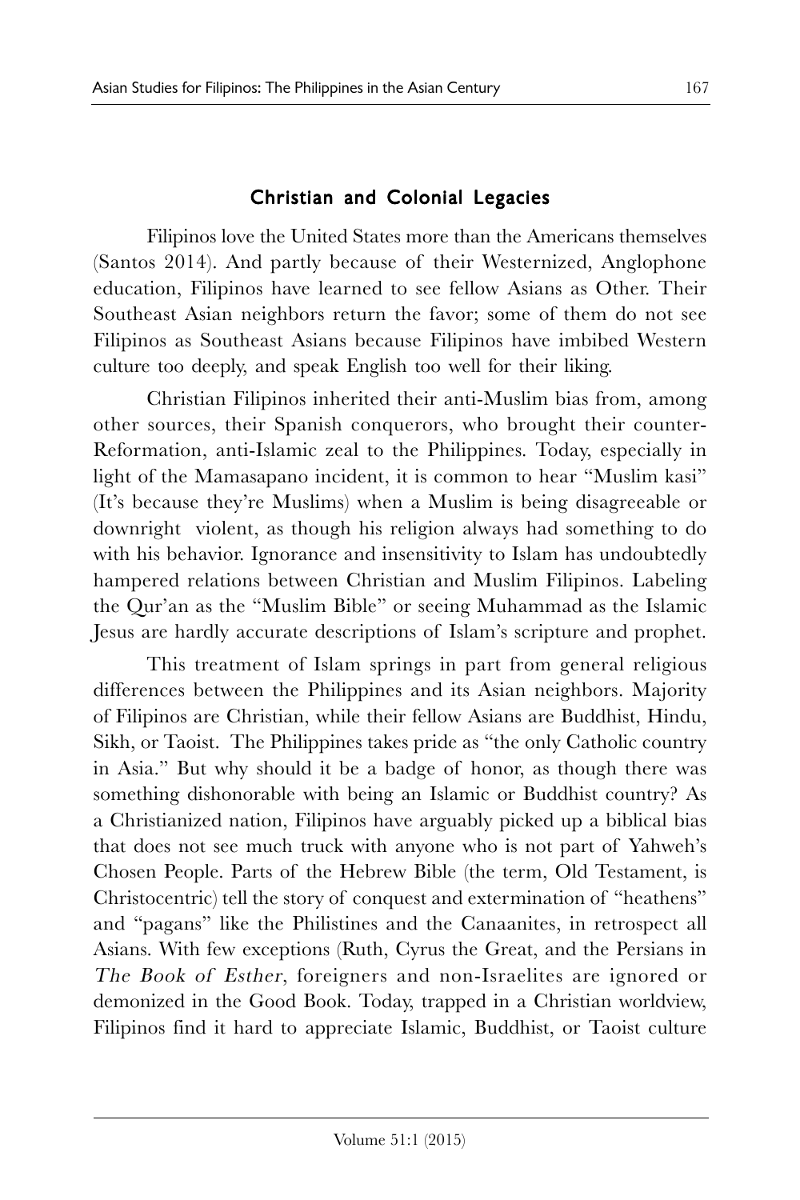## Christian and Colonial Legacies

Filipinos love the United States more than the Americans themselves (Santos 2014). And partly because of their Westernized, Anglophone education, Filipinos have learned to see fellow Asians as Other. Their Southeast Asian neighbors return the favor; some of them do not see Filipinos as Southeast Asians because Filipinos have imbibed Western culture too deeply, and speak English too well for their liking.

Christian Filipinos inherited their anti-Muslim bias from, among other sources, their Spanish conquerors, who brought their counter-Reformation, anti-Islamic zeal to the Philippines. Today, especially in light of the Mamasapano incident, it is common to hear "Muslim kasi" (It's because they're Muslims) when a Muslim is being disagreeable or downright violent, as though his religion always had something to do with his behavior. Ignorance and insensitivity to Islam has undoubtedly hampered relations between Christian and Muslim Filipinos. Labeling the Qur'an as the "Muslim Bible" or seeing Muhammad as the Islamic Jesus are hardly accurate descriptions of Islam's scripture and prophet.

This treatment of Islam springs in part from general religious differences between the Philippines and its Asian neighbors. Majority of Filipinos are Christian, while their fellow Asians are Buddhist, Hindu, Sikh, or Taoist. The Philippines takes pride as "the only Catholic country in Asia." But why should it be a badge of honor, as though there was something dishonorable with being an Islamic or Buddhist country? As a Christianized nation, Filipinos have arguably picked up a biblical bias that does not see much truck with anyone who is not part of Yahweh's Chosen People. Parts of the Hebrew Bible (the term, Old Testament, is Christocentric) tell the story of conquest and extermination of "heathens" and "pagans" like the Philistines and the Canaanites, in retrospect all Asians. With few exceptions (Ruth, Cyrus the Great, and the Persians in *The Book of Esther*, foreigners and non-Israelites are ignored or demonized in the Good Book. Today, trapped in a Christian worldview, Filipinos find it hard to appreciate Islamic, Buddhist, or Taoist culture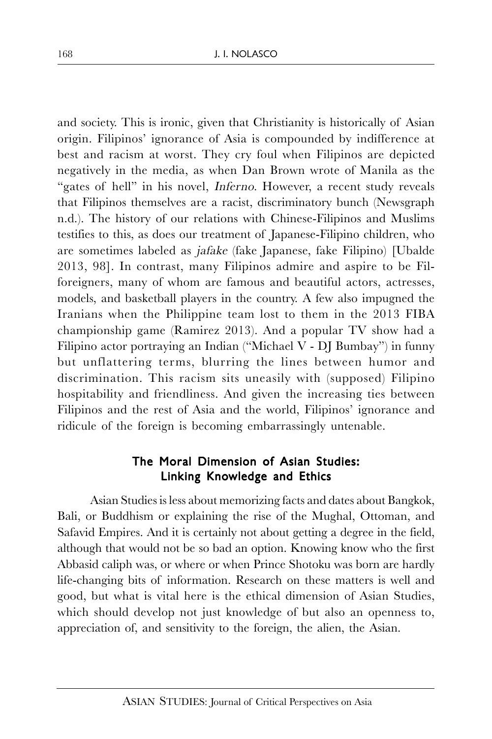and society. This is ironic, given that Christianity is historically of Asian origin. Filipinos' ignorance of Asia is compounded by indifference at best and racism at worst. They cry foul when Filipinos are depicted negatively in the media, as when Dan Brown wrote of Manila as the "gates of hell" in his novel, *Inferno*. However, a recent study reveals that Filipinos themselves are a racist, discriminatory bunch (Newsgraph n.d.). The history of our relations with Chinese-Filipinos and Muslims testifies to this, as does our treatment of Japanese-Filipino children, who are sometimes labeled as *jafake* (fake Japanese, fake Filipino) [Ubalde 2013, 98]. In contrast, many Filipinos admire and aspire to be Fil-foreigners, many of whom are famous and beautiful actors, actresses, models, and basketball players in the country. A few also impugned the Iranians when the Philippine team lost to them in the 2013 FIBA championship game (Ramirez 2013). And a popular TV show had a Filipino actor portraying an Indian ("Michael V - DJ Bumbay") in funny but unflattering terms, blurring the lines between humor and discrimination. This racism sits uneasily with (supposed) Filipino hospitability and friendliness. And given the increasing ties between Filipinos and the rest of Asia and the world, Filipinos' ignorance and ridicule of the foreign is becoming embarrassingly untenable.

## The Moral Dimension of Asian Studies: Linking Knowledge and Ethics

Asian Studies is less about memorizing facts and dates about Bangkok, Bali, or Buddhism or explaining the rise of the Mughal, Ottoman, and Safavid Empires. And it is certainly not about getting a degree in the field, although that would not be so bad an option. Knowing know who the first Abbasid caliph was, or where or when Prince Shotoku was born are hardly life-changing bits of information. Research on these matters is well and good, but what is vital here is the ethical dimension of Asian Studies, which should develop not just knowledge of but also an openness to, appreciation of, and sensitivity to the foreign, the alien, the Asian.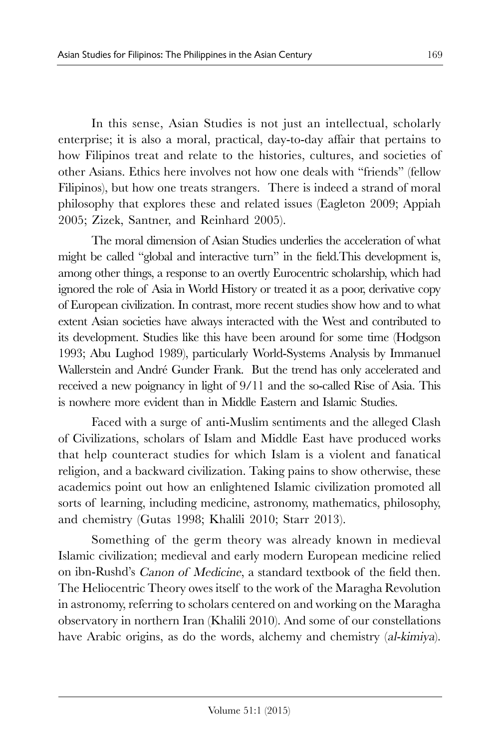In this sense, Asian Studies is not just an intellectual, scholarly enterprise; it is also a moral, practical, day-to-day affair that pertains to how Filipinos treat and relate to the histories, cultures, and societies of other Asians. Ethics here involves not how one deals with "friends" (fellow Filipinos), but how one treats strangers. There is indeed a strand of moral philosophy that explores these and related issues (Eagleton 2009; Appiah 2005; Zizek, Santner, and Reinhard 2005).

The moral dimension of Asian Studies underlies the acceleration of what might be called "global and interactive turn" in the field.This development is, among other things, a response to an overtly Eurocentric scholarship, which had ignored the role of Asia in World History or treated it as a poor, derivative copy of European civilization. In contrast, more recent studies show how and to what extent Asian societies have always interacted with the West and contributed to its development. Studies like this have been around for some time (Hodgson 1993; Abu Lughod 1989), particularly World-Systems Analysis by Immanuel Wallerstein and André Gunder Frank. But the trend has only accelerated and received a new poignancy in light of 9/11 and the so-called Rise of Asia. This is nowhere more evident than in Middle Eastern and Islamic Studies.

Faced with a surge of anti-Muslim sentiments and the alleged Clash of Civilizations, scholars of Islam and Middle East have produced works that help counteract studies for which Islam is a violent and fanatical religion, and a backward civilization. Taking pains to show otherwise, these academics point out how an enlightened Islamic civilization promoted all sorts of learning, including medicine, astronomy, mathematics, philosophy, and chemistry (Gutas 1998; Khalili 2010; Starr 2013).

Something of the germ theory was already known in medieval Islamic civilization; medieval and early modern European medicine relied on ibn-Rushd's *Canon of Medicine*, a standard textbook of the field then. The Heliocentric Theory owes itself to the work of the Maragha Revolution in astronomy, referring to scholars centered on and working on the Maragha observatory in northern Iran (Khalili 2010). And some of our constellations have Arabic origins, as do the words, alchemy and chemistry (*al-kimiya*).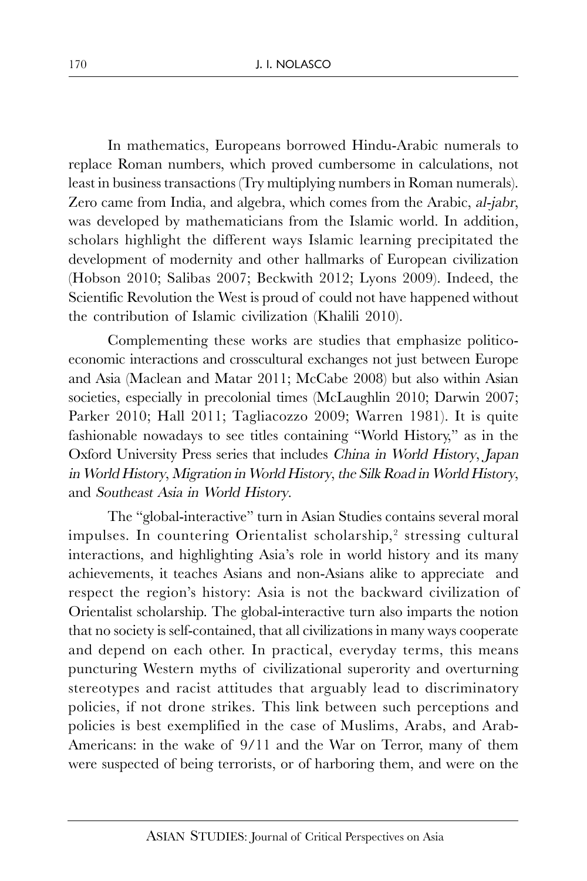In mathematics, Europeans borrowed Hindu-Arabic numerals to replace Roman numbers, which proved cumbersome in calculations, not least in business transactions (Try multiplying numbers in Roman numerals). Zero came from India, and algebra, which comes from the Arabic, *al-jabr*, was developed by mathematicians from the Islamic world. In addition, scholars highlight the different ways Islamic learning precipitated the development of modernity and other hallmarks of European civilization (Hobson 2010; Salibas 2007; Beckwith 2012; Lyons 2009). Indeed, the Scientific Revolution the West is proud of could not have happened without the contribution of Islamic civilization (Khalili 2010).

Complementing these works are studies that emphasize politico-economic interactions and crosscultural exchanges not just between Europe and Asia (Maclean and Matar 2011; McCabe 2008) but also within Asian societies, especially in precolonial times (McLaughlin 2010; Darwin 2007; Parker 2010; Hall 2011; Tagliacozzo 2009; Warren 1981). It is quite fashionable nowadays to see titles containing "World History," as in the Oxford University Press series that includes *China in World History*, *Japan in World History*, *Migration in World History*, *the Silk Road in World History*, and *Southeast Asia in World History*.

The "global-interactive" turn in Asian Studies contains several moral impulses. In countering Orientalist scholarship,[2] stressing cultural interactions, and highlighting Asia's role in world history and its many achievements, it teaches Asians and non-Asians alike to appreciate and respect the region's history: Asia is not the backward civilization of Orientalist scholarship. The global-interactive turn also imparts the notion that no society is self-contained, that all civilizations in many ways cooperate and depend on each other. In practical, everyday terms, this means puncturing Western myths of civilizational superority and overturning stereotypes and racist attitudes that arguably lead to discriminatory policies, if not drone strikes. This link between such perceptions and policies is best exemplified in the case of Muslims, Arabs, and Arab-Americans: in the wake of 9/11 and the War on Terror, many of them were suspected of being terrorists, or of harboring them, and were on the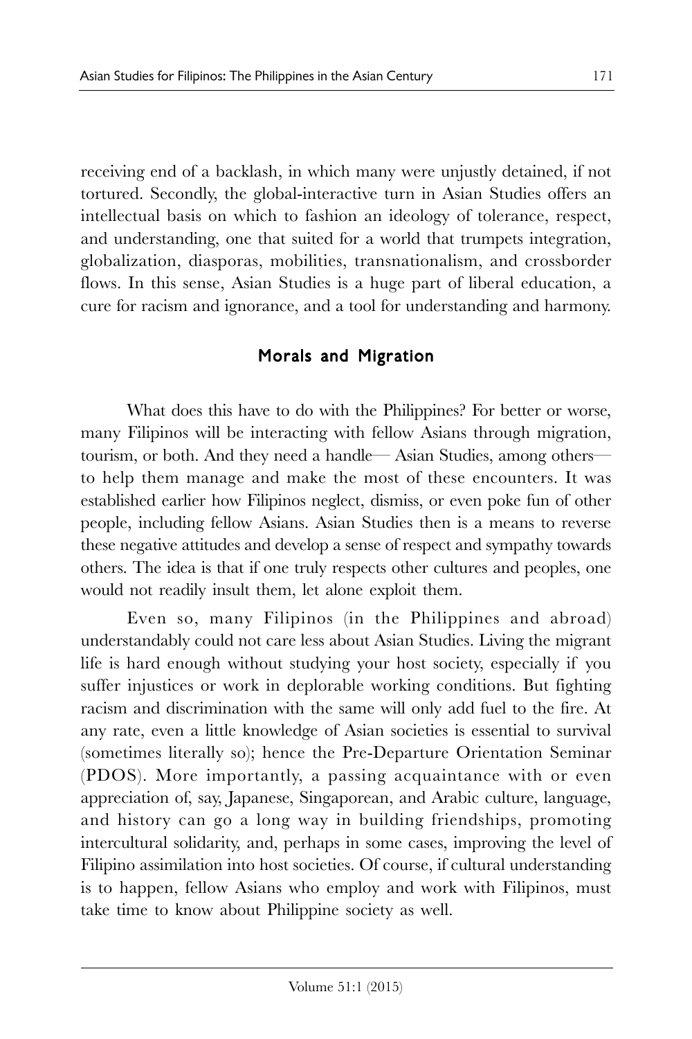receiving end of a backlash, in which many were unjustly detained, if not tortured. Secondly, the global-interactive turn in Asian Studies offers an intellectual basis on which to fashion an ideology of tolerance, respect, and understanding, one that suited for a world that trumpets integration, globalization, diasporas, mobilities, transnationalism, and crossborder flows. In this sense, Asian Studies is a huge part of liberal education, a cure for racism and ignorance, and a tool for understanding and harmony.

## Morals and Migration

What does this have to do with the Philippines? For better or worse, many Filipinos will be interacting with fellow Asians through migration, tourism, or both. And they need a handle— Asian Studies, among others— to help them manage and make the most of these encounters. It was established earlier how Filipinos neglect, dismiss, or even poke fun of other people, including fellow Asians. Asian Studies then is a means to reverse these negative attitudes and develop a sense of respect and sympathy towards others. The idea is that if one truly respects other cultures and peoples, one would not readily insult them, let alone exploit them.

Even so, many Filipinos (in the Philippines and abroad) understandably could not care less about Asian Studies. Living the migrant life is hard enough without studying your host society, especially if you suffer injustices or work in deplorable working conditions. But fighting racism and discrimination with the same will only add fuel to the fire. At any rate, even a little knowledge of Asian societies is essential to survival (sometimes literally so); hence the Pre-Departure Orientation Seminar (PDOS). More importantly, a passing acquaintance with or even appreciation of, say, Japanese, Singaporean, and Arabic culture, language, and history can go a long way in building friendships, promoting intercultural solidarity, and, perhaps in some cases, improving the level of Filipino assimilation into host societies. Of course, if cultural understanding is to happen, fellow Asians who employ and work with Filipinos, must take time to know about Philippine society as well.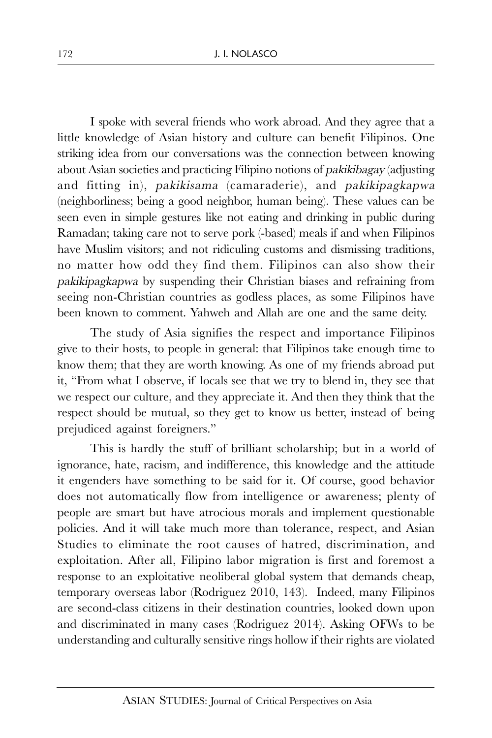I spoke with several friends who work abroad. And they agree that a little knowledge of Asian history and culture can benefit Filipinos. One striking idea from our conversations was the connection between knowing about Asian societies and practicing Filipino notions of *pakikibagay* (adjusting and fitting in), *pakikisama* (camaraderie), and *pakikipagkapwa* (neighborliness; being a good neighbor, human being). These values can be seen even in simple gestures like not eating and drinking in public during Ramadan; taking care not to serve pork (-based) meals if and when Filipinos have Muslim visitors; and not ridiculing customs and dismissing traditions, no matter how odd they find them. Filipinos can also show their *pakikipagkapwa* by suspending their Christian biases and refraining from seeing non-Christian countries as godless places, as some Filipinos have been known to comment. Yahweh and Allah are one and the same deity.

The study of Asia signifies the respect and importance Filipinos give to their hosts, to people in general: that Filipinos take enough time to know them; that they are worth knowing. As one of my friends abroad put it, "From what I observe, if locals see that we try to blend in, they see that we respect our culture, and they appreciate it. And then they think that the respect should be mutual, so they get to know us better, instead of being prejudiced against foreigners."

This is hardly the stuff of brilliant scholarship; but in a world of ignorance, hate, racism, and indifference, this knowledge and the attitude it engenders have something to be said for it. Of course, good behavior does not automatically flow from intelligence or awareness; plenty of people are smart but have atrocious morals and implement questionable policies. And it will take much more than tolerance, respect, and Asian Studies to eliminate the root causes of hatred, discrimination, and exploitation. After all, Filipino labor migration is first and foremost a response to an exploitative neoliberal global system that demands cheap, temporary overseas labor (Rodriguez 2010, 143). Indeed, many Filipinos are second-class citizens in their destination countries, looked down upon and discriminated in many cases (Rodriguez 2014). Asking OFWs to be understanding and culturally sensitive rings hollow if their rights are violated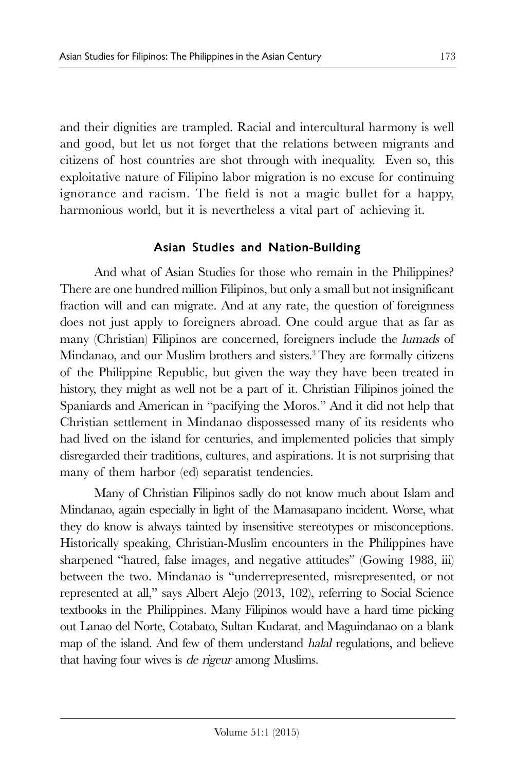and their dignities are trampled. Racial and intercultural harmony is well and good, but let us not forget that the relations between migrants and citizens of host countries are shot through with inequality. Even so, this exploitative nature of Filipino labor migration is no excuse for continuing ignorance and racism. The field is not a magic bullet for a happy, harmonious world, but it is nevertheless a vital part of achieving it.

## Asian Studies and Nation-Building

And what of Asian Studies for those who remain in the Philippines? There are one hundred million Filipinos, but only a small but not insignificant fraction will and can migrate. And at any rate, the question of foreignness does not just apply to foreigners abroad. One could argue that as far as many (Christian) Filipinos are concerned, foreigners include the *lumads* of Mindanao, and our Muslim brothers and sisters.[3] They are formally citizens of the Philippine Republic, but given the way they have been treated in history, they might as well not be a part of it. Christian Filipinos joined the Spaniards and American in "pacifying the Moros." And it did not help that Christian settlement in Mindanao dispossessed many of its residents who had lived on the island for centuries, and implemented policies that simply disregarded their traditions, cultures, and aspirations. It is not surprising that many of them harbor (ed) separatist tendencies.

Many of Christian Filipinos sadly do not know much about Islam and Mindanao, again especially in light of the Mamasapano incident. Worse, what they do know is always tainted by insensitive stereotypes or misconceptions. Historically speaking, Christian-Muslim encounters in the Philippines have sharpened "hatred, false images, and negative attitudes" (Gowing 1988, iii) between the two. Mindanao is "underrepresented, misrepresented, or not represented at all," says Albert Alejo (2013, 102), referring to Social Science textbooks in the Philippines. Many Filipinos would have a hard time picking out Lanao del Norte, Cotabato, Sultan Kudarat, and Maguindanao on a blank map of the island. And few of them understand *halal* regulations, and believe that having four wives is *de rigeur* among Muslims.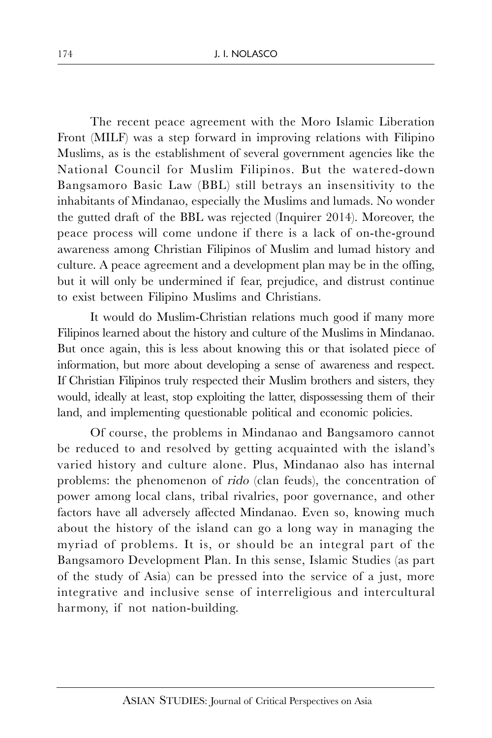The recent peace agreement with the Moro Islamic Liberation Front (MILF) was a step forward in improving relations with Filipino Muslims, as is the establishment of several government agencies like the National Council for Muslim Filipinos. But the watered-down Bangsamoro Basic Law (BBL) still betrays an insensitivity to the inhabitants of Mindanao, especially the Muslims and lumads. No wonder the gutted draft of the BBL was rejected (Inquirer 2014). Moreover, the peace process will come undone if there is a lack of on-the-ground awareness among Christian Filipinos of Muslim and lumad history and culture. A peace agreement and a development plan may be in the offing, but it will only be undermined if fear, prejudice, and distrust continue to exist between Filipino Muslims and Christians.

It would do Muslim-Christian relations much good if many more Filipinos learned about the history and culture of the Muslims in Mindanao. But once again, this is less about knowing this or that isolated piece of information, but more about developing a sense of awareness and respect. If Christian Filipinos truly respected their Muslim brothers and sisters, they would, ideally at least, stop exploiting the latter, dispossessing them of their land, and implementing questionable political and economic policies.

Of course, the problems in Mindanao and Bangsamoro cannot be reduced to and resolved by getting acquainted with the island's varied history and culture alone. Plus, Mindanao also has internal problems: the phenomenon of *rido* (clan feuds), the concentration of power among local clans, tribal rivalries, poor governance, and other factors have all adversely affected Mindanao. Even so, knowing much about the history of the island can go a long way in managing the myriad of problems. It is, or should be an integral part of the Bangsamoro Development Plan. In this sense, Islamic Studies (as part of the study of Asia) can be pressed into the service of a just, more integrative and inclusive sense of interreligious and intercultural harmony, if not nation-building.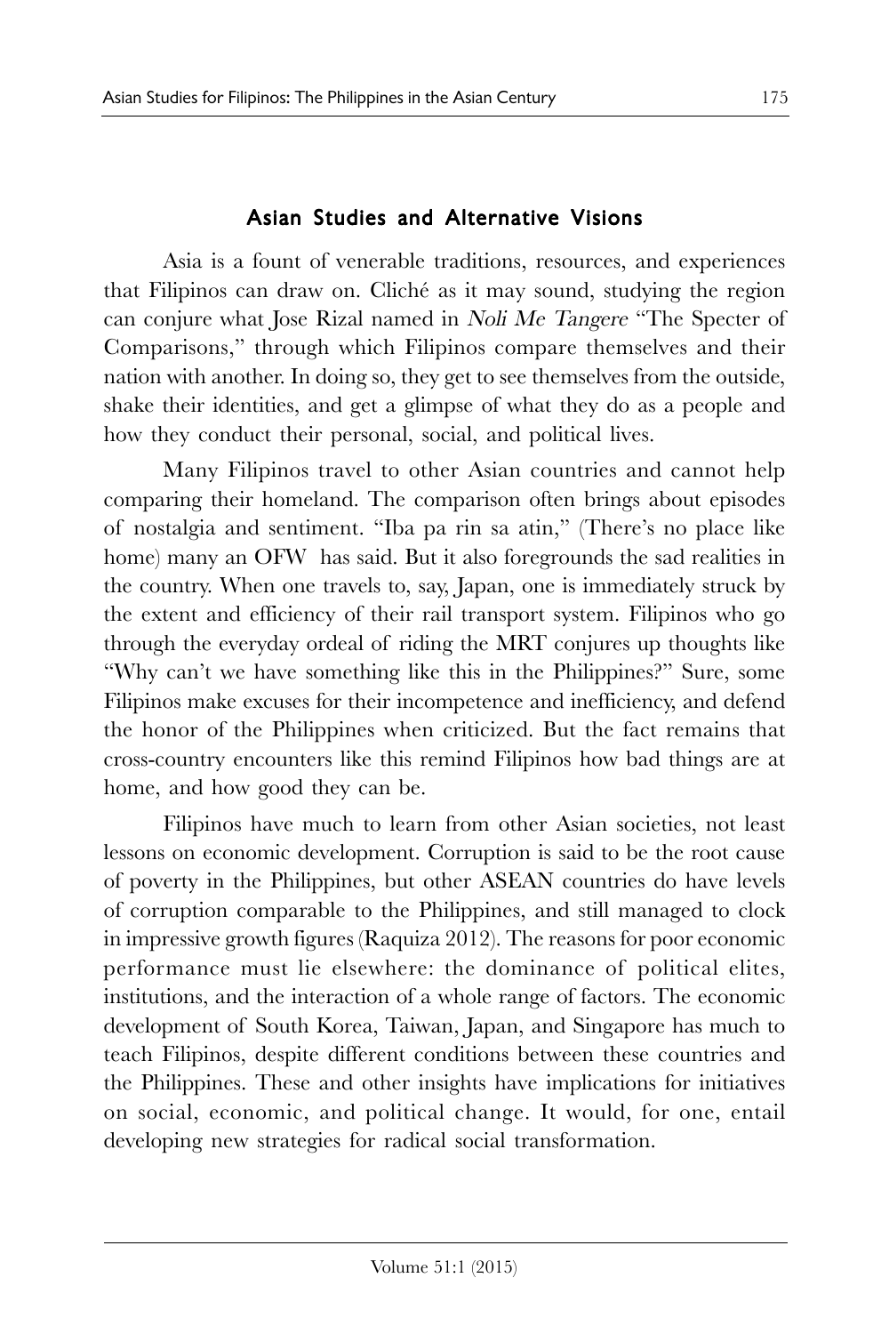## Asian Studies and Alternative Visions

Asia is a fount of venerable traditions, resources, and experiences that Filipinos can draw on. Cliché as it may sound, studying the region can conjure what Jose Rizal named in *Noli Me Tangere* "The Specter of Comparisons," through which Filipinos compare themselves and their nation with another. In doing so, they get to see themselves from the outside, shake their identities, and get a glimpse of what they do as a people and how they conduct their personal, social, and political lives.

Many Filipinos travel to other Asian countries and cannot help comparing their homeland. The comparison often brings about episodes of nostalgia and sentiment. "Iba pa rin sa atin," (There's no place like home) many an OFW has said. But it also foregrounds the sad realities in the country. When one travels to, say, Japan, one is immediately struck by the extent and efficiency of their rail transport system. Filipinos who go through the everyday ordeal of riding the MRT conjures up thoughts like "Why can't we have something like this in the Philippines?" Sure, some Filipinos make excuses for their incompetence and inefficiency, and defend the honor of the Philippines when criticized. But the fact remains that cross-country encounters like this remind Filipinos how bad things are at home, and how good they can be.

Filipinos have much to learn from other Asian societies, not least lessons on economic development. Corruption is said to be the root cause of poverty in the Philippines, but other ASEAN countries do have levels of corruption comparable to the Philippines, and still managed to clock in impressive growth figures (Raquiza 2012). The reasons for poor economic performance must lie elsewhere: the dominance of political elites, institutions, and the interaction of a whole range of factors. The economic development of South Korea, Taiwan, Japan, and Singapore has much to teach Filipinos, despite different conditions between these countries and the Philippines. These and other insights have implications for initiatives on social, economic, and political change. It would, for one, entail developing new strategies for radical social transformation.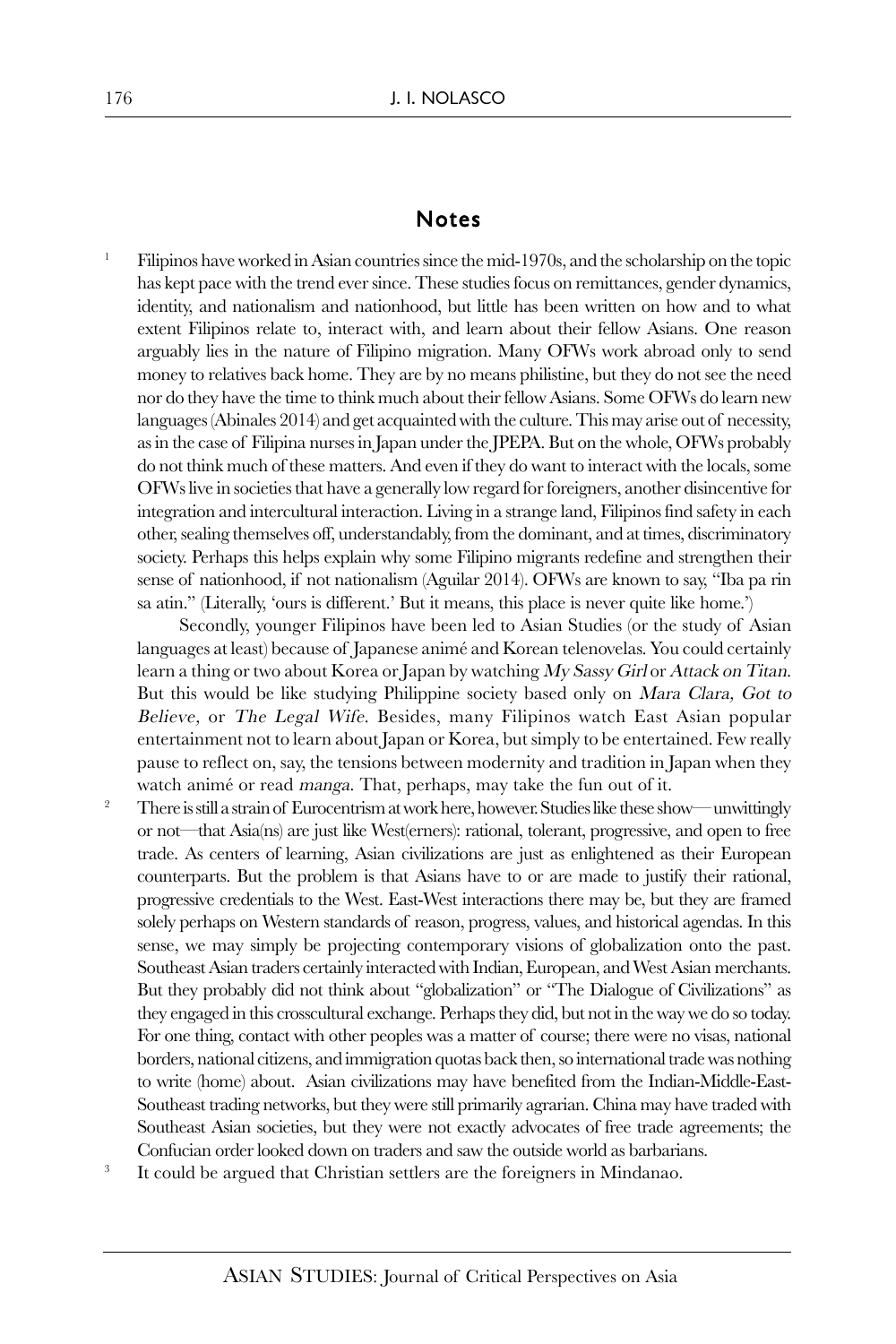## Notes

[1] Filipinos have worked in Asian countries since the mid-1970s, and the scholarship on the topic has kept pace with the trend ever since. These studies focus on remittances, gender dynamics, identity, and nationalism and nationhood, but little has been written on how and to what extent Filipinos relate to, interact with, and learn about their fellow Asians. One reason arguably lies in the nature of Filipino migration. Many OFWs work abroad only to send money to relatives back home. They are by no means philistine, but they do not see the need nor do they have the time to think much about their fellow Asians. Some OFWs do learn new languages (Abinales 2014) and get acquainted with the culture. This may arise out of necessity, as in the case of Filipina nurses in Japan under the JPEPA. But on the whole, OFWs probably do not think much of these matters. And even if they do want to interact with the locals, some OFWs live in societies that have a generally low regard for foreigners, another disincentive for integration and intercultural interaction. Living in a strange land, Filipinos find safety in each other, sealing themselves off, understandably, from the dominant, and at times, discriminatory society. Perhaps this helps explain why some Filipino migrants redefine and strengthen their sense of nationhood, if not nationalism (Aguilar 2014). OFWs are known to say, "Iba pa rin sa atin." (Literally, 'ours is different.' But it means, this place is never quite like home.')

Secondly, younger Filipinos have been led to Asian Studies (or the study of Asian languages at least) because of Japanese animé and Korean telenovelas. You could certainly learn a thing or two about Korea or Japan by watching *My Sassy Girl* or *Attack on Titan*. But this would be like studying Philippine society based only on *Mara Clara, Got to Believe,* or *The Legal Wife*. Besides, many Filipinos watch East Asian popular entertainment not to learn about Japan or Korea, but simply to be entertained. Few really pause to reflect on, say, the tensions between modernity and tradition in Japan when they watch animé or read *manga*. That, perhaps, may take the fun out of it.

[2] There is still a strain of Eurocentrism at work here, however. Studies like these show— unwittingly or not—that Asia(ns) are just like West(erners): rational, tolerant, progressive, and open to free trade. As centers of learning, Asian civilizations are just as enlightened as their European counterparts. But the problem is that Asians have to or are made to justify their rational, progressive credentials to the West. East-West interactions there may be, but they are framed solely perhaps on Western standards of reason, progress, values, and historical agendas. In this sense, we may simply be projecting contemporary visions of globalization onto the past. Southeast Asian traders certainly interacted with Indian, European, and West Asian merchants. But they probably did not think about "globalization" or "The Dialogue of Civilizations" as they engaged in this crosscultural exchange. Perhaps they did, but not in the way we do so today. For one thing, contact with other peoples was a matter of course; there were no visas, national borders, national citizens, and immigration quotas back then, so international trade was nothing to write (home) about. Asian civilizations may have benefited from the Indian-Middle-East-Southeast trading networks, but they were still primarily agrarian. China may have traded with Southeast Asian societies, but they were not exactly advocates of free trade agreements; the Confucian order looked down on traders and saw the outside world as barbarians.

[3] It could be argued that Christian settlers are the foreigners in Mindanao.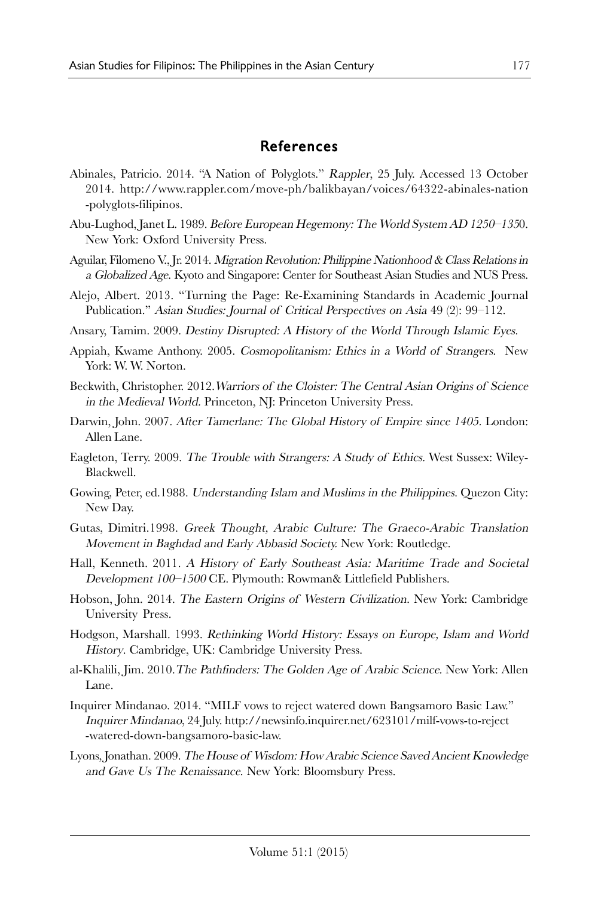## References

Abinales, Patricio. 2014. "A Nation of Polyglots." *Rappler*, 25 July. Accessed 13 October 2014. http://www.rappler.com/move-ph/balikbayan/voices/64322-abinales-nation-polyglots-filipinos.

Abu-Lughod, Janet L. 1989. *Before European Hegemony: The World System AD 1250–1350*. New York: Oxford University Press.

Aguilar, Filomeno V., Jr. 2014. *Migration Revolution: Philippine Nationhood & Class Relations in a Globalized Age*. Kyoto and Singapore: Center for Southeast Asian Studies and NUS Press.

Alejo, Albert. 2013. "Turning the Page: Re-Examining Standards in Academic Journal Publication." *Asian Studies: Journal of Critical Perspectives on Asia* 49 (2): 99–112.

Ansary, Tamim. 2009. *Destiny Disrupted: A History of the World Through Islamic Eyes*.

Appiah, Kwame Anthony. 2005. *Cosmopolitanism: Ethics in a World of Strangers*. New York: W. W. Norton.

Beckwith, Christopher. 2012. *Warriors of the Cloister: The Central Asian Origins of Science in the Medieval World*. Princeton, NJ: Princeton University Press.

Darwin, John. 2007. *After Tamerlane: The Global History of Empire since 1405*. London: Allen Lane.

Eagleton, Terry. 2009. *The Trouble with Strangers: A Study of Ethics*. West Sussex: Wiley-Blackwell.

Gowing, Peter, ed.1988. *Understanding Islam and Muslims in the Philippines*. Quezon City: New Day.

Gutas, Dimitri.1998. *Greek Thought, Arabic Culture: The Graeco-Arabic Translation Movement in Baghdad and Early Abbasid Society*. New York: Routledge.

Hall, Kenneth. 2011. *A History of Early Southeast Asia: Maritime Trade and Societal Development 100–1500* CE. Plymouth: Rowman& Littlefield Publishers.

Hobson, John. 2014. *The Eastern Origins of Western Civilization*. New York: Cambridge University Press.

Hodgson, Marshall. 1993. *Rethinking World History: Essays on Europe, Islam and World History*. Cambridge, UK: Cambridge University Press.

al-Khalili, Jim. 2010. *The Pathfinders: The Golden Age of Arabic Science*. New York: Allen Lane.

Inquirer Mindanao. 2014. "MILF vows to reject watered down Bangsamoro Basic Law." *Inquirer Mindanao*, 24 July. http://newsinfo.inquirer.net/623101/milf-vows-to-reject-watered-down-bangsamoro-basic-law.

Lyons, Jonathan. 2009. *The House of Wisdom: How Arabic Science Saved Ancient Knowledge and Gave Us The Renaissance*. New York: Bloomsbury Press.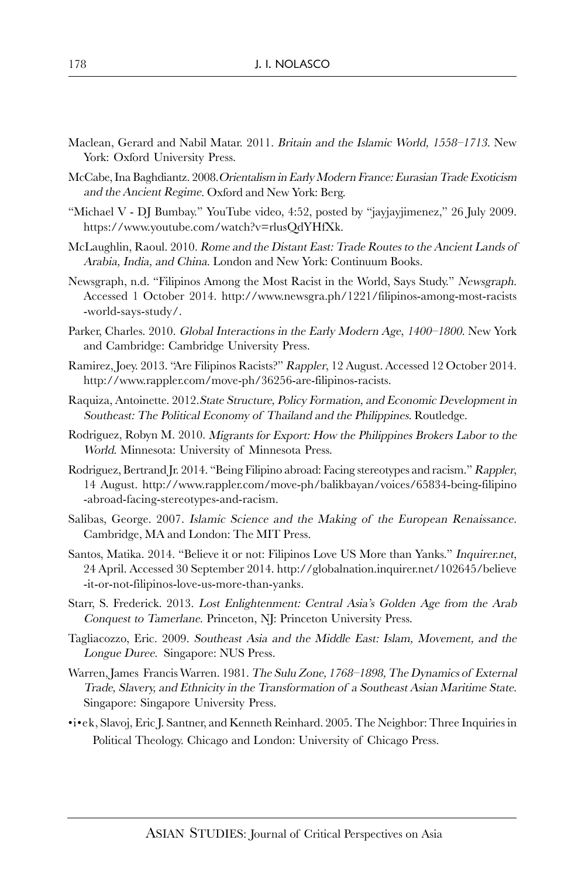Maclean, Gerard and Nabil Matar. 2011. *Britain and the Islamic World, 1558–1713*. New York: Oxford University Press.

McCabe, Ina Baghdiantz. 2008. *Orientalism in Early Modern France: Eurasian Trade Exoticism and the Ancient Regime*. Oxford and New York: Berg.

"Michael V - DJ Bumbay." YouTube video, 4:52, posted by "jayjayjimenez," 26 July 2009. https://www.youtube.com/watch?v=rlusQdYHfXk.

McLaughlin, Raoul. 2010. *Rome and the Distant East: Trade Routes to the Ancient Lands of Arabia, India, and China*. London and New York: Continuum Books.

Newsgraph, n.d. "Filipinos Among the Most Racist in the World, Says Study." *Newsgraph*. Accessed 1 October 2014. http://www.newsgra.ph/1221/filipinos-among-most-racists-world-says-study/.

Parker, Charles. 2010. *Global Interactions in the Early Modern Age, 1400–1800*. New York and Cambridge: Cambridge University Press.

Ramirez, Joey. 2013. "Are Filipinos Racists?" *Rappler*, 12 August. Accessed 12 October 2014. http://www.rappler.com/move-ph/36256-are-filipinos-racists.

Raquiza, Antoinette. 2012. *State Structure, Policy Formation, and Economic Development in Southeast: The Political Economy of Thailand and the Philippines*. Routledge.

Rodriguez, Robyn M. 2010. *Migrants for Export: How the Philippines Brokers Labor to the World*. Minnesota: University of Minnesota Press.

Rodriguez, Bertrand Jr. 2014. "Being Filipino abroad: Facing stereotypes and racism." *Rappler*, 14 August. http://www.rappler.com/move-ph/balikbayan/voices/65834-being-filipino-abroad-facing-stereotypes-and-racism.

Salibas, George. 2007. *Islamic Science and the Making of the European Renaissance*. Cambridge, MA and London: The MIT Press.

Santos, Matika. 2014. "Believe it or not: Filipinos Love US More than Yanks." *Inquirer.net*, 24 April. Accessed 30 September 2014. http://globalnation.inquirer.net/102645/believe-it-or-not-filipinos-love-us-more-than-yanks.

Starr, S. Frederick. 2013. *Lost Enlightenment: Central Asia's Golden Age from the Arab Conquest to Tamerlane*. Princeton, NJ: Princeton University Press.

Tagliacozzo, Eric. 2009. *Southeast Asia and the Middle East: Islam, Movement, and the Longue Duree*. Singapore: NUS Press.

Warren, James Francis Warren. 1981. *The Sulu Zone, 1768–1898, The Dynamics of External Trade, Slavery, and Ethnicity in the Transformation of a Southeast Asian Maritime State*. Singapore: Singapore University Press.

•i•ek, Slavoj, Eric J. Santner, and Kenneth Reinhard. 2005. The Neighbor: Three Inquiries in Political Theology. Chicago and London: University of Chicago Press.